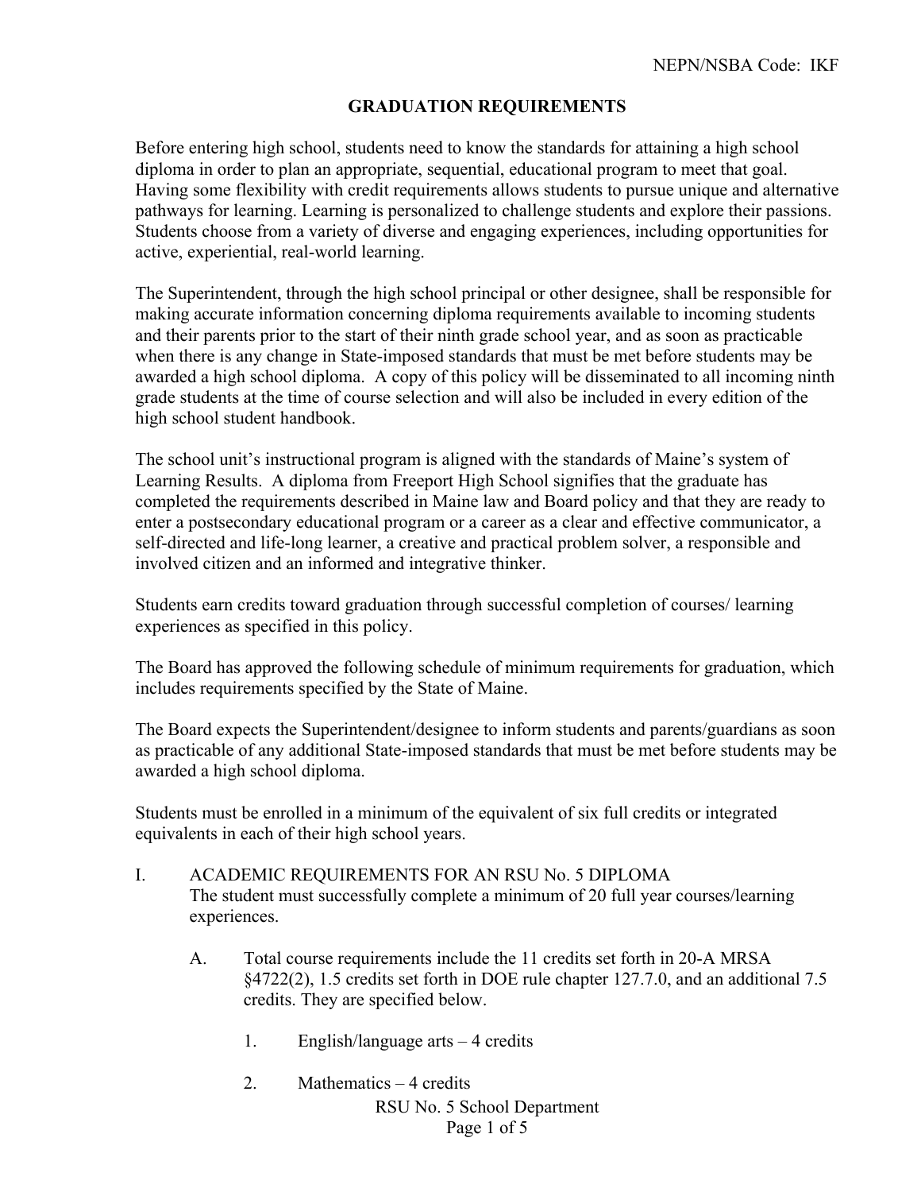# GRADUATION REQUIREMENTS

Before entering high school, students need to know the standards for attaining a high school diploma in order to plan an appropriate, sequential, educational program to meet that goal. Having some flexibility with credit requirements allows students to pursue unique and alternative pathways for learning. Learning is personalized to challenge students and explore their passions. Students choose from a variety of diverse and engaging experiences, including opportunities for active, experiential, real-world learning.

The Superintendent, through the high school principal or other designee, shall be responsible for making accurate information concerning diploma requirements available to incoming students and their parents prior to the start of their ninth grade school year, and as soon as practicable when there is any change in State-imposed standards that must be met before students may be awarded a high school diploma. A copy of this policy will be disseminated to all incoming ninth grade students at the time of course selection and will also be included in every edition of the high school student handbook.

The school unit's instructional program is aligned with the standards of Maine's system of Learning Results. A diploma from Freeport High School signifies that the graduate has completed the requirements described in Maine law and Board policy and that they are ready to enter a postsecondary educational program or a career as a clear and effective communicator, a self-directed and life-long learner, a creative and practical problem solver, a responsible and involved citizen and an informed and integrative thinker.

Students earn credits toward graduation through successful completion of courses/ learning experiences as specified in this policy.

The Board has approved the following schedule of minimum requirements for graduation, which includes requirements specified by the State of Maine.

The Board expects the Superintendent/designee to inform students and parents/guardians as soon as practicable of any additional State-imposed standards that must be met before students may be awarded a high school diploma.

Students must be enrolled in a minimum of the equivalent of six full credits or integrated equivalents in each of their high school years.

I. ACADEMIC REQUIREMENTS FOR AN RSU No. 5 DIPLOMA
   The student must successfully complete a minimum of 20 full year courses/learning experiences.

   A. Total course requirements include the 11 credits set forth in 20-A MRSA §4722(2), 1.5 credits set forth in DOE rule chapter 127.7.0, and an additional 7.5 credits. They are specified below.

      1. English/language arts – 4 credits

      2. Mathematics – 4 credits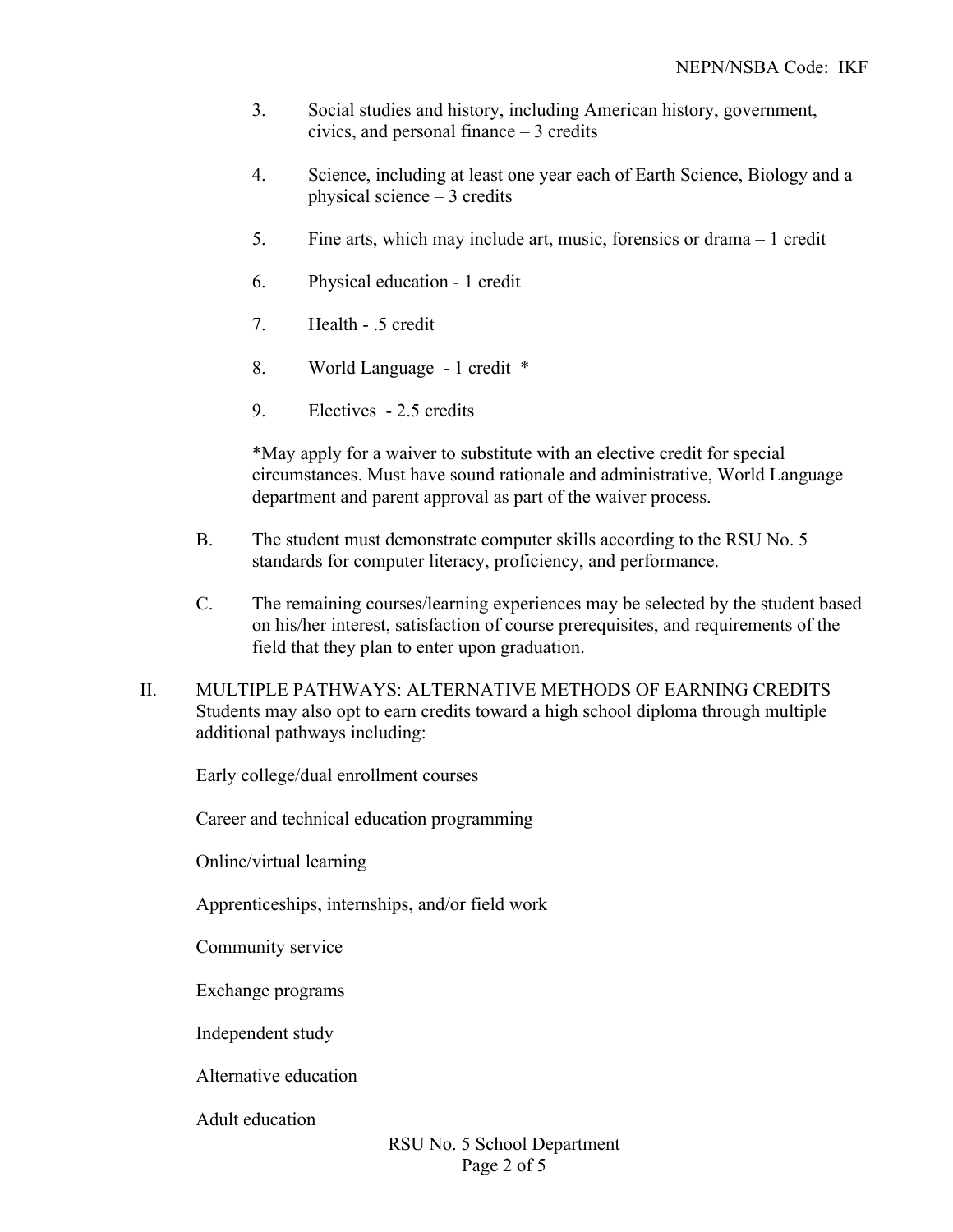3. Social studies and history, including American history, government, civics, and personal finance – 3 credits

4. Science, including at least one year each of Earth Science, Biology and a physical science – 3 credits

5. Fine arts, which may include art, music, forensics or drama – 1 credit

6. Physical education - 1 credit

7. Health - .5 credit

8. World Language - 1 credit *

9. Electives - 2.5 credits

*May apply for a waiver to substitute with an elective credit for special circumstances. Must have sound rationale and administrative, World Language department and parent approval as part of the waiver process.

B. The student must demonstrate computer skills according to the RSU No. 5 standards for computer literacy, proficiency, and performance.

C. The remaining courses/learning experiences may be selected by the student based on his/her interest, satisfaction of course prerequisites, and requirements of the field that they plan to enter upon graduation.

II. MULTIPLE PATHWAYS: ALTERNATIVE METHODS OF EARNING CREDITS
Students may also opt to earn credits toward a high school diploma through multiple additional pathways including:

Early college/dual enrollment courses

Career and technical education programming

Online/virtual learning

Apprenticeships, internships, and/or field work

Community service

Exchange programs

Independent study

Alternative education

Adult education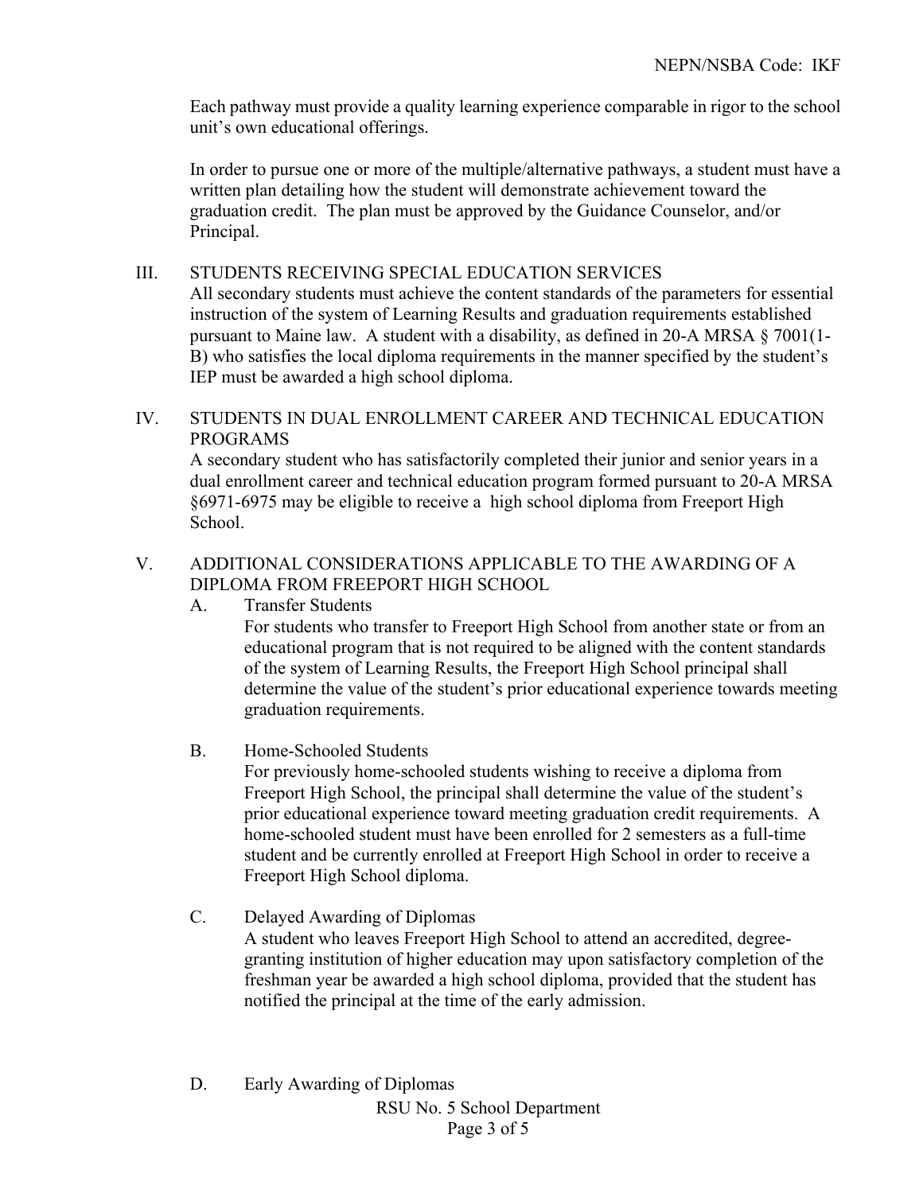Each pathway must provide a quality learning experience comparable in rigor to the school unit's own educational offerings.

In order to pursue one or more of the multiple/alternative pathways, a student must have a written plan detailing how the student will demonstrate achievement toward the graduation credit. The plan must be approved by the Guidance Counselor, and/or Principal.

## III. STUDENTS RECEIVING SPECIAL EDUCATION SERVICES

All secondary students must achieve the content standards of the parameters for essential instruction of the system of Learning Results and graduation requirements established pursuant to Maine law. A student with a disability, as defined in 20-A MRSA § 7001(1-B) who satisfies the local diploma requirements in the manner specified by the student's IEP must be awarded a high school diploma.

## IV. STUDENTS IN DUAL ENROLLMENT CAREER AND TECHNICAL EDUCATION PROGRAMS

A secondary student who has satisfactorily completed their junior and senior years in a dual enrollment career and technical education program formed pursuant to 20-A MRSA §6971-6975 may be eligible to receive a high school diploma from Freeport High School.

## V. ADDITIONAL CONSIDERATIONS APPLICABLE TO THE AWARDING OF A DIPLOMA FROM FREEPORT HIGH SCHOOL

### A. Transfer Students

For students who transfer to Freeport High School from another state or from an educational program that is not required to be aligned with the content standards of the system of Learning Results, the Freeport High School principal shall determine the value of the student's prior educational experience towards meeting graduation requirements.

### B. Home-Schooled Students

For previously home-schooled students wishing to receive a diploma from Freeport High School, the principal shall determine the value of the student's prior educational experience toward meeting graduation credit requirements. A home-schooled student must have been enrolled for 2 semesters as a full-time student and be currently enrolled at Freeport High School in order to receive a Freeport High School diploma.

### C. Delayed Awarding of Diplomas

A student who leaves Freeport High School to attend an accredited, degree-granting institution of higher education may upon satisfactory completion of the freshman year be awarded a high school diploma, provided that the student has notified the principal at the time of the early admission.

### D. Early Awarding of Diplomas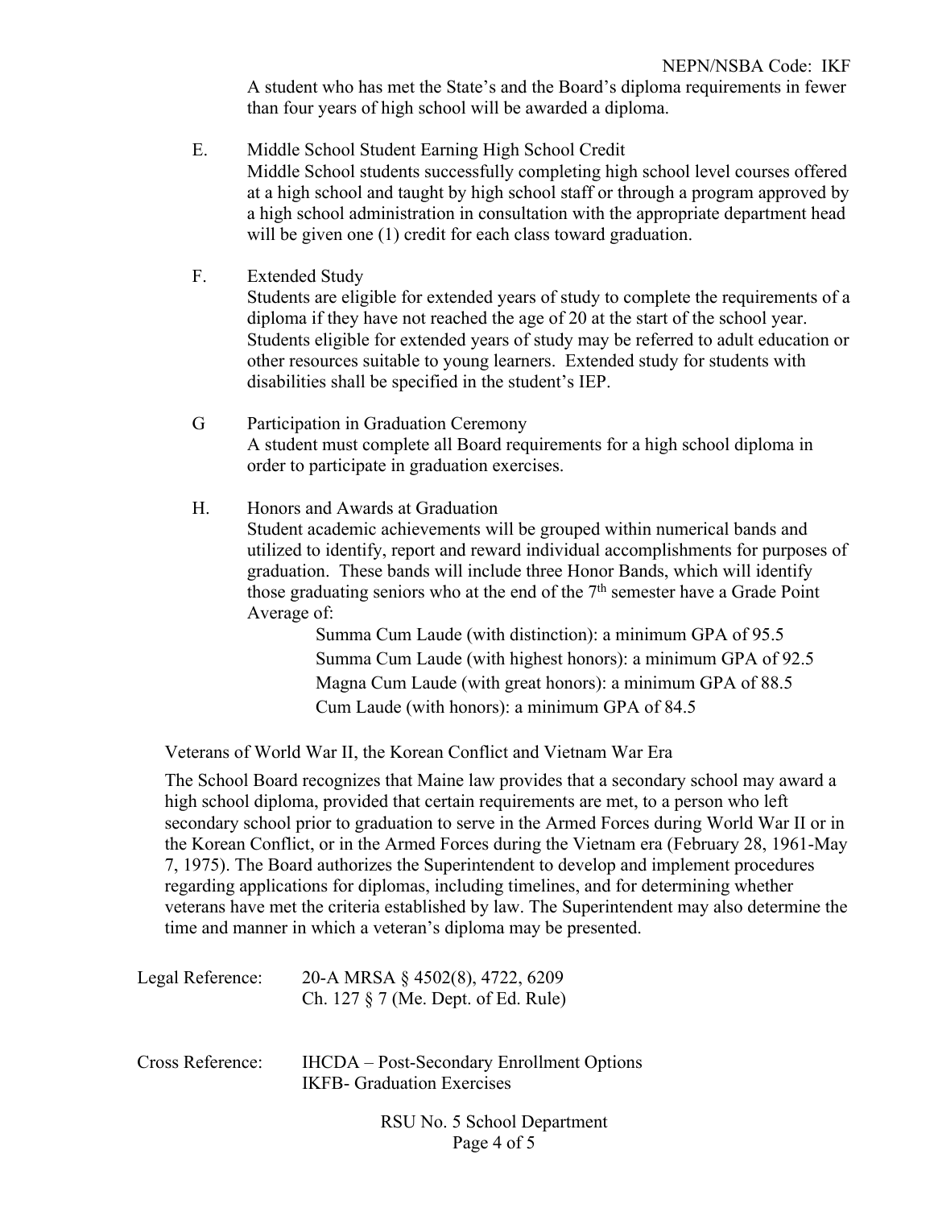A student who has met the State's and the Board's diploma requirements in fewer than four years of high school will be awarded a diploma.

E. Middle School Student Earning High School Credit

Middle School students successfully completing high school level courses offered at a high school and taught by high school staff or through a program approved by a high school administration in consultation with the appropriate department head will be given one (1) credit for each class toward graduation.

F. Extended Study

Students are eligible for extended years of study to complete the requirements of a diploma if they have not reached the age of 20 at the start of the school year. Students eligible for extended years of study may be referred to adult education or other resources suitable to young learners. Extended study for students with disabilities shall be specified in the student's IEP.

G Participation in Graduation Ceremony

A student must complete all Board requirements for a high school diploma in order to participate in graduation exercises.

H. Honors and Awards at Graduation

Student academic achievements will be grouped within numerical bands and utilized to identify, report and reward individual accomplishments for purposes of graduation. These bands will include three Honor Bands, which will identify those graduating seniors who at the end of the 7th semester have a Grade Point Average of:

Summa Cum Laude (with distinction): a minimum GPA of 95.5
Summa Cum Laude (with highest honors): a minimum GPA of 92.5
Magna Cum Laude (with great honors): a minimum GPA of 88.5
Cum Laude (with honors): a minimum GPA of 84.5

Veterans of World War II, the Korean Conflict and Vietnam War Era

The School Board recognizes that Maine law provides that a secondary school may award a high school diploma, provided that certain requirements are met, to a person who left secondary school prior to graduation to serve in the Armed Forces during World War II or in the Korean Conflict, or in the Armed Forces during the Vietnam era (February 28, 1961-May 7, 1975). The Board authorizes the Superintendent to develop and implement procedures regarding applications for diplomas, including timelines, and for determining whether veterans have met the criteria established by law. The Superintendent may also determine the time and manner in which a veteran's diploma may be presented.

Legal Reference: 20-A MRSA § 4502(8), 4722, 6209
Ch. 127 § 7 (Me. Dept. of Ed. Rule)

Cross Reference: IHCDA – Post-Secondary Enrollment Options
IKFB- Graduation Exercises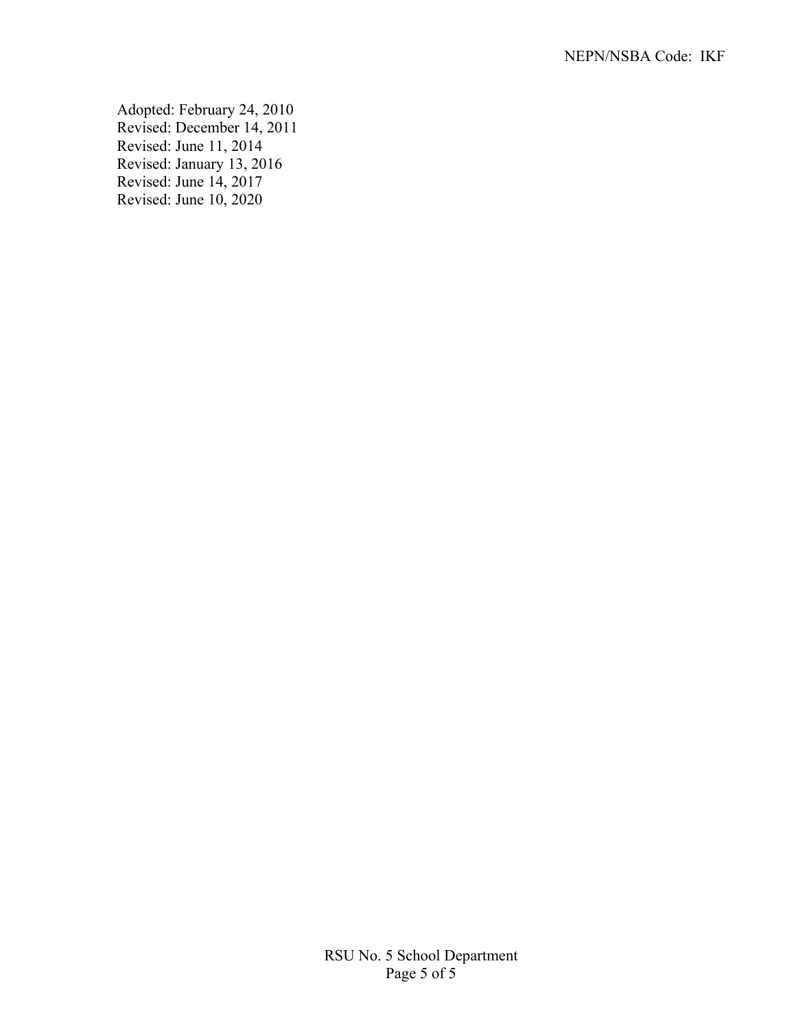Adopted: February 24, 2010
Revised: December 14, 2011
Revised: June 11, 2014
Revised: January 13, 2016
Revised: June 14, 2017
Revised: June 10, 2020